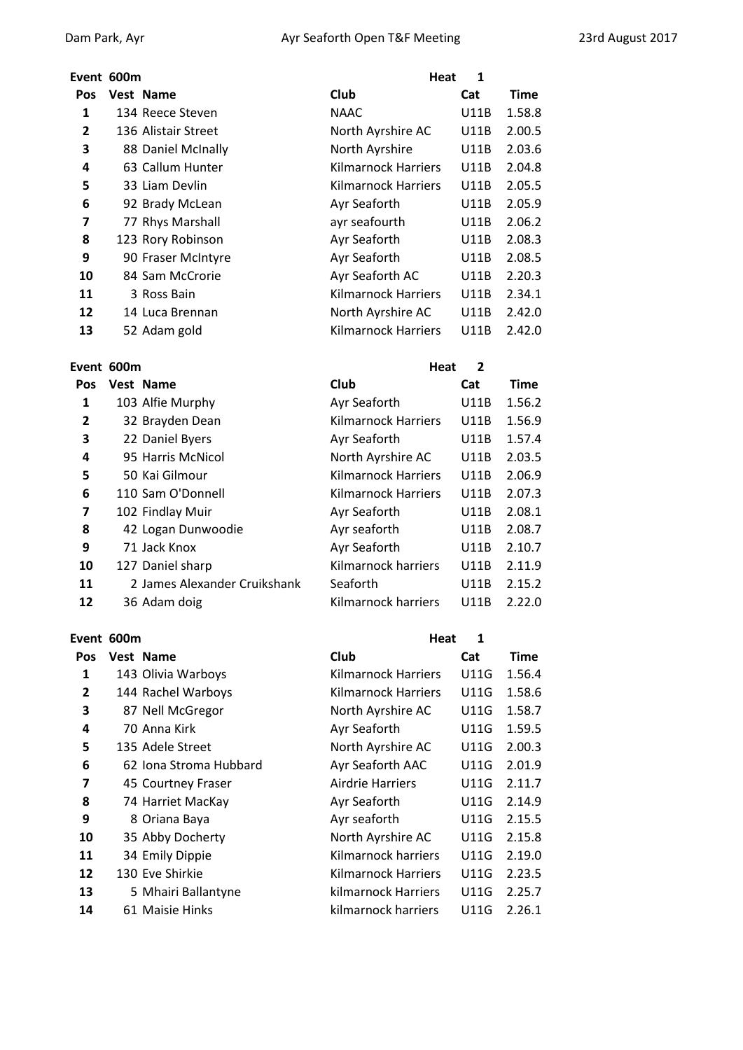Dam Park, Ayr | Ayr Seaforth Open T&F Meeting | 23rd August 2017

**Event 600m** — **Heat 1**

| Pos | Vest | Name | Club | Cat | Time |
|---|---|---|---|---|---|
| 1 | 134 | Reece Steven | NAAC | U11B | 1.58.8 |
| 2 | 136 | Alistair Street | North Ayrshire AC | U11B | 2.00.5 |
| 3 | 88 | Daniel McInally | North Ayrshire | U11B | 2.03.6 |
| 4 | 63 | Callum Hunter | Kilmarnock Harriers | U11B | 2.04.8 |
| 5 | 33 | Liam Devlin | Kilmarnock Harriers | U11B | 2.05.5 |
| 6 | 92 | Brady McLean | Ayr Seaforth | U11B | 2.05.9 |
| 7 | 77 | Rhys Marshall | ayr seafourth | U11B | 2.06.2 |
| 8 | 123 | Rory Robinson | Ayr Seaforth | U11B | 2.08.3 |
| 9 | 90 | Fraser McIntyre | Ayr Seaforth | U11B | 2.08.5 |
| 10 | 84 | Sam McCrorie | Ayr Seaforth AC | U11B | 2.20.3 |
| 11 | 3 | Ross Bain | Kilmarnock Harriers | U11B | 2.34.1 |
| 12 | 14 | Luca Brennan | North Ayrshire AC | U11B | 2.42.0 |
| 13 | 52 | Adam gold | Kilmarnock Harriers | U11B | 2.42.0 |

**Event 600m** — **Heat 2**

| Pos | Vest | Name | Club | Cat | Time |
|---|---|---|---|---|---|
| 1 | 103 | Alfie Murphy | Ayr Seaforth | U11B | 1.56.2 |
| 2 | 32 | Brayden Dean | Kilmarnock Harriers | U11B | 1.56.9 |
| 3 | 22 | Daniel Byers | Ayr Seaforth | U11B | 1.57.4 |
| 4 | 95 | Harris McNicol | North Ayrshire AC | U11B | 2.03.5 |
| 5 | 50 | Kai Gilmour | Kilmarnock Harriers | U11B | 2.06.9 |
| 6 | 110 | Sam O'Donnell | Kilmarnock Harriers | U11B | 2.07.3 |
| 7 | 102 | Findlay Muir | Ayr Seaforth | U11B | 2.08.1 |
| 8 | 42 | Logan Dunwoodie | Ayr seaforth | U11B | 2.08.7 |
| 9 | 71 | Jack Knox | Ayr Seaforth | U11B | 2.10.7 |
| 10 | 127 | Daniel sharp | Kilmarnock harriers | U11B | 2.11.9 |
| 11 | 2 | James Alexander Cruikshank | Seaforth | U11B | 2.15.2 |
| 12 | 36 | Adam doig | Kilmarnock harriers | U11B | 2.22.0 |

**Event 600m** — **Heat 1**

| Pos | Vest | Name | Club | Cat | Time |
|---|---|---|---|---|---|
| 1 | 143 | Olivia Warboys | Kilmarnock Harriers | U11G | 1.56.4 |
| 2 | 144 | Rachel Warboys | Kilmarnock Harriers | U11G | 1.58.6 |
| 3 | 87 | Nell McGregor | North Ayrshire AC | U11G | 1.58.7 |
| 4 | 70 | Anna Kirk | Ayr Seaforth | U11G | 1.59.5 |
| 5 | 135 | Adele Street | North Ayrshire AC | U11G | 2.00.3 |
| 6 | 62 | Iona Stroma Hubbard | Ayr Seaforth AAC | U11G | 2.01.9 |
| 7 | 45 | Courtney Fraser | Airdrie Harriers | U11G | 2.11.7 |
| 8 | 74 | Harriet MacKay | Ayr Seaforth | U11G | 2.14.9 |
| 9 | 8 | Oriana Baya | Ayr seaforth | U11G | 2.15.5 |
| 10 | 35 | Abby Docherty | North Ayrshire AC | U11G | 2.15.8 |
| 11 | 34 | Emily Dippie | Kilmarnock harriers | U11G | 2.19.0 |
| 12 | 130 | Eve Shirkie | Kilmarnock Harriers | U11G | 2.23.5 |
| 13 | 5 | Mhairi Ballantyne | kilmarnock Harriers | U11G | 2.25.7 |
| 14 | 61 | Maisie Hinks | kilmarnock harriers | U11G | 2.26.1 |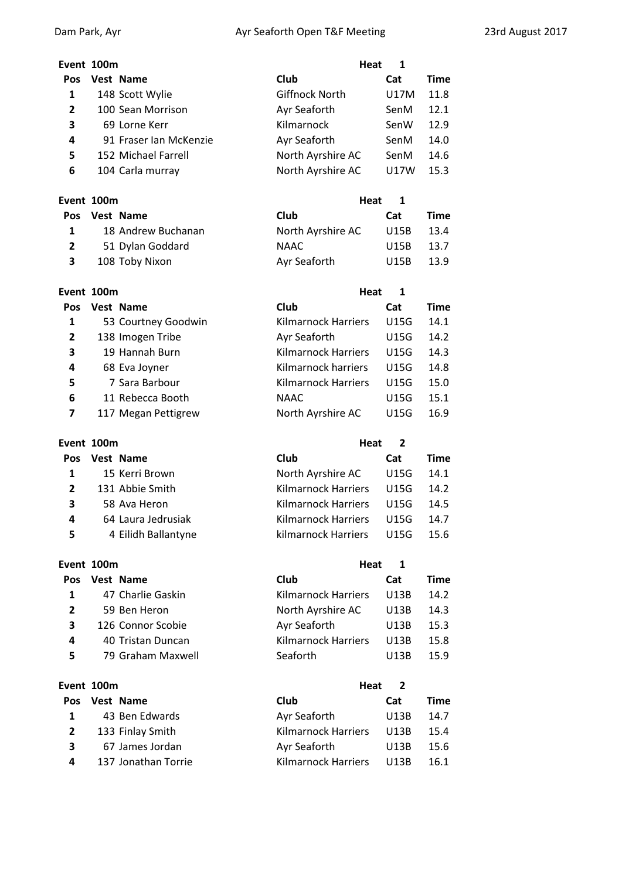**Event 100m** — **Heat 1**

| Pos | Vest | Name | Club | Cat | Time |
|---|---|---|---|---|---|
| 1 | 148 | Scott Wylie | Giffnock North | U17M | 11.8 |
| 2 | 100 | Sean Morrison | Ayr Seaforth | SenM | 12.1 |
| 3 | 69 | Lorne Kerr | Kilmarnock | SenW | 12.9 |
| 4 | 91 | Fraser Ian McKenzie | Ayr Seaforth | SenM | 14.0 |
| 5 | 152 | Michael Farrell | North Ayrshire AC | SenM | 14.6 |
| 6 | 104 | Carla murray | North Ayrshire AC | U17W | 15.3 |

**Event 100m** — **Heat 1**

| Pos | Vest | Name | Club | Cat | Time |
|---|---|---|---|---|---|
| 1 | 18 | Andrew Buchanan | North Ayrshire AC | U15B | 13.4 |
| 2 | 51 | Dylan Goddard | NAAC | U15B | 13.7 |
| 3 | 108 | Toby Nixon | Ayr Seaforth | U15B | 13.9 |

**Event 100m** — **Heat 1**

| Pos | Vest | Name | Club | Cat | Time |
|---|---|---|---|---|---|
| 1 | 53 | Courtney Goodwin | Kilmarnock Harriers | U15G | 14.1 |
| 2 | 138 | Imogen Tribe | Ayr Seaforth | U15G | 14.2 |
| 3 | 19 | Hannah Burn | Kilmarnock Harriers | U15G | 14.3 |
| 4 | 68 | Eva Joyner | Kilmarnock harriers | U15G | 14.8 |
| 5 | 7 | Sara Barbour | Kilmarnock Harriers | U15G | 15.0 |
| 6 | 11 | Rebecca Booth | NAAC | U15G | 15.1 |
| 7 | 117 | Megan Pettigrew | North Ayrshire AC | U15G | 16.9 |

**Event 100m** — **Heat 2**

| Pos | Vest | Name | Club | Cat | Time |
|---|---|---|---|---|---|
| 1 | 15 | Kerri Brown | North Ayrshire AC | U15G | 14.1 |
| 2 | 131 | Abbie Smith | Kilmarnock Harriers | U15G | 14.2 |
| 3 | 58 | Ava Heron | Kilmarnock Harriers | U15G | 14.5 |
| 4 | 64 | Laura Jedrusiak | Kilmarnock Harriers | U15G | 14.7 |
| 5 | 4 | Eilidh Ballantyne | kilmarnock Harriers | U15G | 15.6 |

**Event 100m** — **Heat 1**

| Pos | Vest | Name | Club | Cat | Time |
|---|---|---|---|---|---|
| 1 | 47 | Charlie Gaskin | Kilmarnock Harriers | U13B | 14.2 |
| 2 | 59 | Ben Heron | North Ayrshire AC | U13B | 14.3 |
| 3 | 126 | Connor Scobie | Ayr Seaforth | U13B | 15.3 |
| 4 | 40 | Tristan Duncan | Kilmarnock Harriers | U13B | 15.8 |
| 5 | 79 | Graham Maxwell | Seaforth | U13B | 15.9 |

**Event 100m** — **Heat 2**

| Pos | Vest | Name | Club | Cat | Time |
|---|---|---|---|---|---|
| 1 | 43 | Ben Edwards | Ayr Seaforth | U13B | 14.7 |
| 2 | 133 | Finlay Smith | Kilmarnock Harriers | U13B | 15.4 |
| 3 | 67 | James Jordan | Ayr Seaforth | U13B | 15.6 |
| 4 | 137 | Jonathan Torrie | Kilmarnock Harriers | U13B | 16.1 |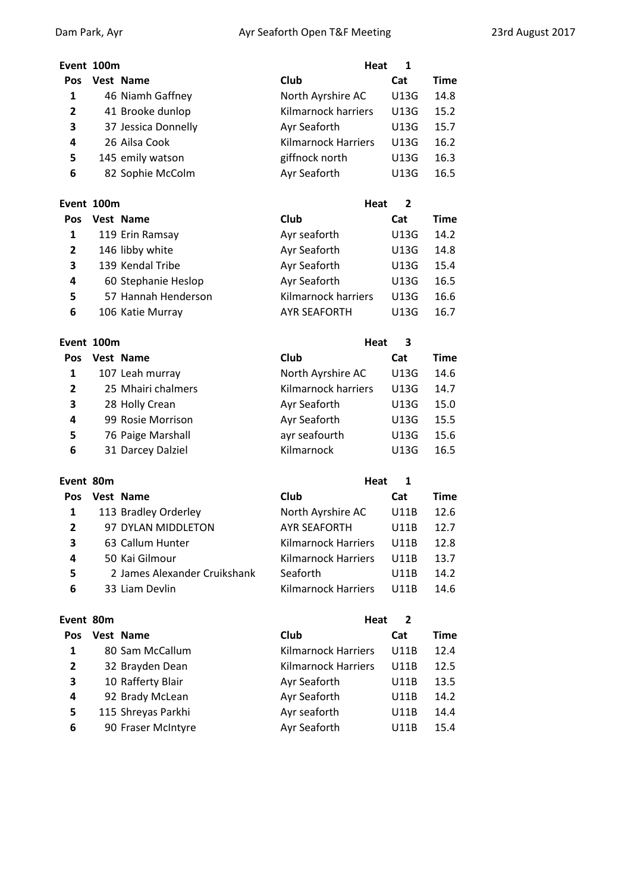| Event 100m | | | Heat 1 | | |
|---|---|---|---|---|---|
| Pos | Vest | Name | Club | Cat | Time |
| 1 | 46 | Niamh Gaffney | North Ayrshire AC | U13G | 14.8 |
| 2 | 41 | Brooke dunlop | Kilmarnock harriers | U13G | 15.2 |
| 3 | 37 | Jessica Donnelly | Ayr Seaforth | U13G | 15.7 |
| 4 | 26 | Ailsa Cook | Kilmarnock Harriers | U13G | 16.2 |
| 5 | 145 | emily watson | giffnock north | U13G | 16.3 |
| 6 | 82 | Sophie McColm | Ayr Seaforth | U13G | 16.5 |

| Event 100m | | | Heat 2 | | |
|---|---|---|---|---|---|
| Pos | Vest | Name | Club | Cat | Time |
| 1 | 119 | Erin Ramsay | Ayr seaforth | U13G | 14.2 |
| 2 | 146 | libby white | Ayr Seaforth | U13G | 14.8 |
| 3 | 139 | Kendal Tribe | Ayr Seaforth | U13G | 15.4 |
| 4 | 60 | Stephanie Heslop | Ayr Seaforth | U13G | 16.5 |
| 5 | 57 | Hannah Henderson | Kilmarnock harriers | U13G | 16.6 |
| 6 | 106 | Katie Murray | AYR SEAFORTH | U13G | 16.7 |

| Event 100m | | | Heat 3 | | |
|---|---|---|---|---|---|
| Pos | Vest | Name | Club | Cat | Time |
| 1 | 107 | Leah murray | North Ayrshire AC | U13G | 14.6 |
| 2 | 25 | Mhairi chalmers | Kilmarnock harriers | U13G | 14.7 |
| 3 | 28 | Holly Crean | Ayr Seaforth | U13G | 15.0 |
| 4 | 99 | Rosie Morrison | Ayr Seaforth | U13G | 15.5 |
| 5 | 76 | Paige Marshall | ayr seafourth | U13G | 15.6 |
| 6 | 31 | Darcey Dalziel | Kilmarnock | U13G | 16.5 |

| Event 80m | | | Heat 1 | | |
|---|---|---|---|---|---|
| Pos | Vest | Name | Club | Cat | Time |
| 1 | 113 | Bradley Orderley | North Ayrshire AC | U11B | 12.6 |
| 2 | 97 | DYLAN MIDDLETON | AYR SEAFORTH | U11B | 12.7 |
| 3 | 63 | Callum Hunter | Kilmarnock Harriers | U11B | 12.8 |
| 4 | 50 | Kai Gilmour | Kilmarnock Harriers | U11B | 13.7 |
| 5 | 2 | James Alexander Cruikshank | Seaforth | U11B | 14.2 |
| 6 | 33 | Liam Devlin | Kilmarnock Harriers | U11B | 14.6 |

| Event 80m | | | Heat 2 | | |
|---|---|---|---|---|---|
| Pos | Vest | Name | Club | Cat | Time |
| 1 | 80 | Sam McCallum | Kilmarnock Harriers | U11B | 12.4 |
| 2 | 32 | Brayden Dean | Kilmarnock Harriers | U11B | 12.5 |
| 3 | 10 | Rafferty Blair | Ayr Seaforth | U11B | 13.5 |
| 4 | 92 | Brady McLean | Ayr Seaforth | U11B | 14.2 |
| 5 | 115 | Shreyas Parkhi | Ayr seaforth | U11B | 14.4 |
| 6 | 90 | Fraser McIntyre | Ayr Seaforth | U11B | 15.4 |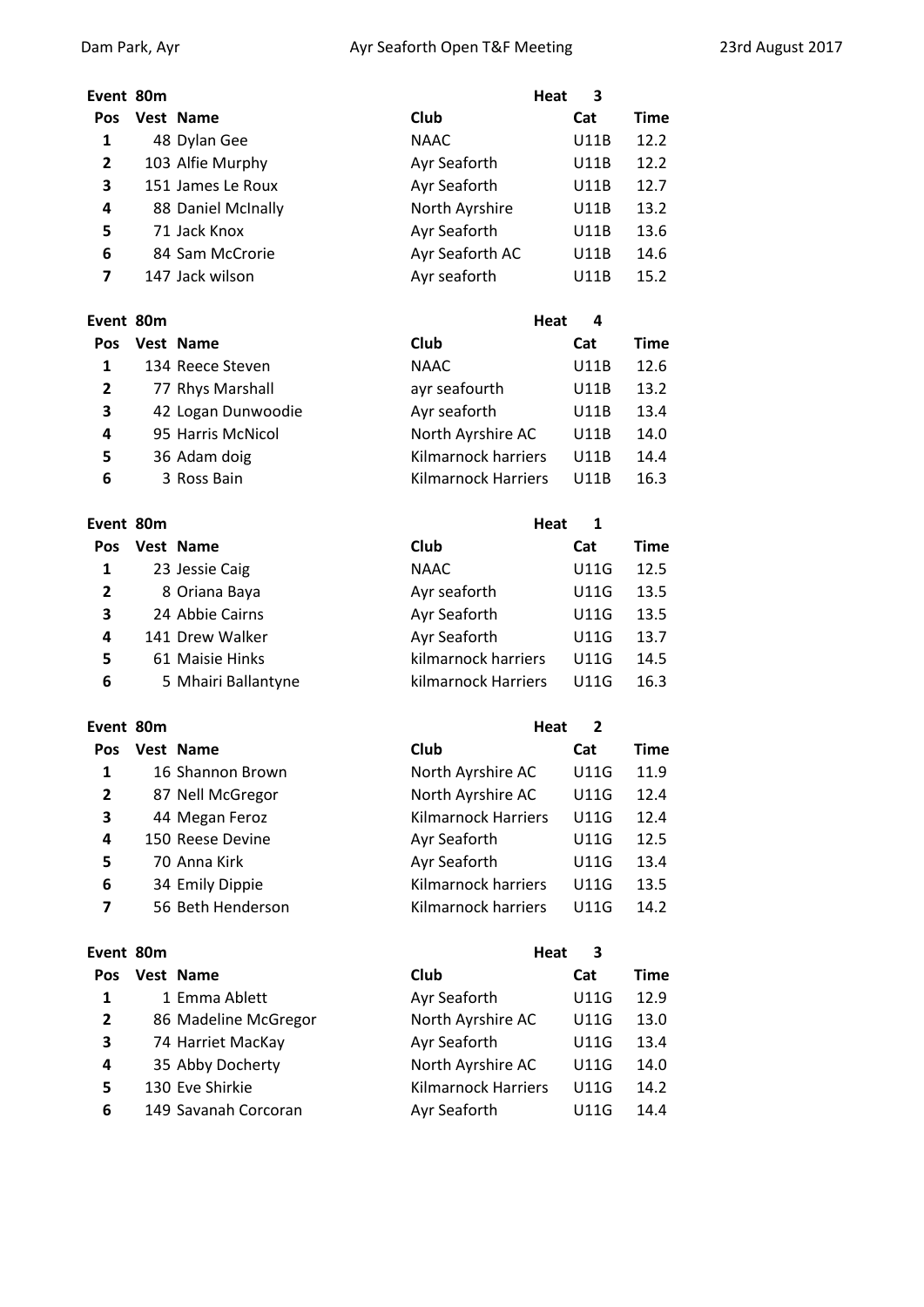**Event** 80m **Heat** 3

| Pos | Vest | Name | Club | Cat | Time |
|---|---|---|---|---|---|
| 1 | 48 | Dylan Gee | NAAC | U11B | 12.2 |
| 2 | 103 | Alfie Murphy | Ayr Seaforth | U11B | 12.2 |
| 3 | 151 | James Le Roux | Ayr Seaforth | U11B | 12.7 |
| 4 | 88 | Daniel McInally | North Ayrshire | U11B | 13.2 |
| 5 | 71 | Jack Knox | Ayr Seaforth | U11B | 13.6 |
| 6 | 84 | Sam McCrorie | Ayr Seaforth AC | U11B | 14.6 |
| 7 | 147 | Jack wilson | Ayr seaforth | U11B | 15.2 |

**Event** 80m **Heat** 4

| Pos | Vest | Name | Club | Cat | Time |
|---|---|---|---|---|---|
| 1 | 134 | Reece Steven | NAAC | U11B | 12.6 |
| 2 | 77 | Rhys Marshall | ayr seafourth | U11B | 13.2 |
| 3 | 42 | Logan Dunwoodie | Ayr seaforth | U11B | 13.4 |
| 4 | 95 | Harris McNicol | North Ayrshire AC | U11B | 14.0 |
| 5 | 36 | Adam doig | Kilmarnock harriers | U11B | 14.4 |
| 6 | 3 | Ross Bain | Kilmarnock Harriers | U11B | 16.3 |

**Event** 80m **Heat** 1

| Pos | Vest | Name | Club | Cat | Time |
|---|---|---|---|---|---|
| 1 | 23 | Jessie Caig | NAAC | U11G | 12.5 |
| 2 | 8 | Oriana Baya | Ayr seaforth | U11G | 13.5 |
| 3 | 24 | Abbie Cairns | Ayr Seaforth | U11G | 13.5 |
| 4 | 141 | Drew Walker | Ayr Seaforth | U11G | 13.7 |
| 5 | 61 | Maisie Hinks | kilmarnock harriers | U11G | 14.5 |
| 6 | 5 | Mhairi Ballantyne | kilmarnock Harriers | U11G | 16.3 |

**Event** 80m **Heat** 2

| Pos | Vest | Name | Club | Cat | Time |
|---|---|---|---|---|---|
| 1 | 16 | Shannon Brown | North Ayrshire AC | U11G | 11.9 |
| 2 | 87 | Nell McGregor | North Ayrshire AC | U11G | 12.4 |
| 3 | 44 | Megan Feroz | Kilmarnock Harriers | U11G | 12.4 |
| 4 | 150 | Reese Devine | Ayr Seaforth | U11G | 12.5 |
| 5 | 70 | Anna Kirk | Ayr Seaforth | U11G | 13.4 |
| 6 | 34 | Emily Dippie | Kilmarnock harriers | U11G | 13.5 |
| 7 | 56 | Beth Henderson | Kilmarnock harriers | U11G | 14.2 |

**Event** 80m **Heat** 3

| Pos | Vest | Name | Club | Cat | Time |
|---|---|---|---|---|---|
| 1 | 1 | Emma Ablett | Ayr Seaforth | U11G | 12.9 |
| 2 | 86 | Madeline McGregor | North Ayrshire AC | U11G | 13.0 |
| 3 | 74 | Harriet MacKay | Ayr Seaforth | U11G | 13.4 |
| 4 | 35 | Abby Docherty | North Ayrshire AC | U11G | 14.0 |
| 5 | 130 | Eve Shirkie | Kilmarnock Harriers | U11G | 14.2 |
| 6 | 149 | Savanah Corcoran | Ayr Seaforth | U11G | 14.4 |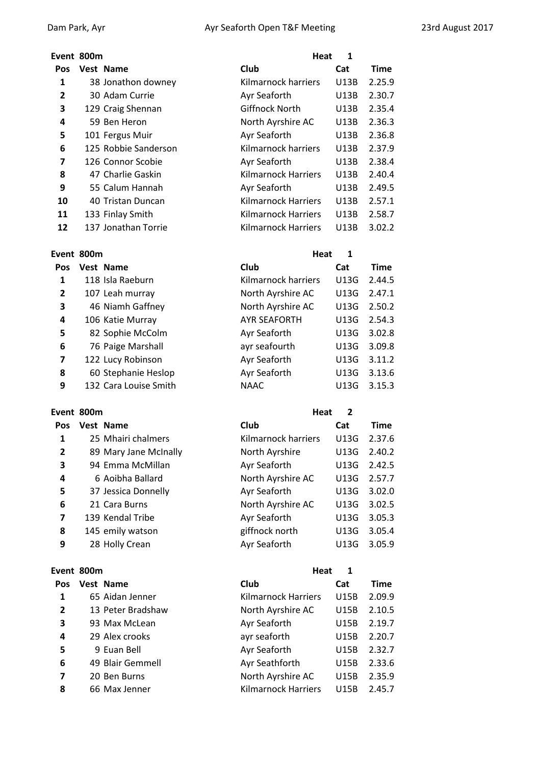**Event 800m** **Heat 1**

| Pos | Vest | Name | Club | Cat | Time |
|---|---|---|---|---|---|
| 1 | 38 | Jonathon downey | Kilmarnock harriers | U13B | 2.25.9 |
| 2 | 30 | Adam Currie | Ayr Seaforth | U13B | 2.30.7 |
| 3 | 129 | Craig Shennan | Giffnock North | U13B | 2.35.4 |
| 4 | 59 | Ben Heron | North Ayrshire AC | U13B | 2.36.3 |
| 5 | 101 | Fergus Muir | Ayr Seaforth | U13B | 2.36.8 |
| 6 | 125 | Robbie Sanderson | Kilmarnock harriers | U13B | 2.37.9 |
| 7 | 126 | Connor Scobie | Ayr Seaforth | U13B | 2.38.4 |
| 8 | 47 | Charlie Gaskin | Kilmarnock Harriers | U13B | 2.40.4 |
| 9 | 55 | Calum Hannah | Ayr Seaforth | U13B | 2.49.5 |
| 10 | 40 | Tristan Duncan | Kilmarnock Harriers | U13B | 2.57.1 |
| 11 | 133 | Finlay Smith | Kilmarnock Harriers | U13B | 2.58.7 |
| 12 | 137 | Jonathan Torrie | Kilmarnock Harriers | U13B | 3.02.2 |

**Event 800m** **Heat 1**

| Pos | Vest | Name | Club | Cat | Time |
|---|---|---|---|---|---|
| 1 | 118 | Isla Raeburn | Kilmarnock harriers | U13G | 2.44.5 |
| 2 | 107 | Leah murray | North Ayrshire AC | U13G | 2.47.1 |
| 3 | 46 | Niamh Gaffney | North Ayrshire AC | U13G | 2.50.2 |
| 4 | 106 | Katie Murray | AYR SEAFORTH | U13G | 2.54.3 |
| 5 | 82 | Sophie McColm | Ayr Seaforth | U13G | 3.02.8 |
| 6 | 76 | Paige Marshall | ayr seafourth | U13G | 3.09.8 |
| 7 | 122 | Lucy Robinson | Ayr Seaforth | U13G | 3.11.2 |
| 8 | 60 | Stephanie Heslop | Ayr Seaforth | U13G | 3.13.6 |
| 9 | 132 | Cara Louise Smith | NAAC | U13G | 3.15.3 |

**Event 800m** **Heat 2**

| Pos | Vest | Name | Club | Cat | Time |
|---|---|---|---|---|---|
| 1 | 25 | Mhairi chalmers | Kilmarnock harriers | U13G | 2.37.6 |
| 2 | 89 | Mary Jane McInally | North Ayrshire | U13G | 2.40.2 |
| 3 | 94 | Emma McMillan | Ayr Seaforth | U13G | 2.42.5 |
| 4 | 6 | Aoibha Ballard | North Ayrshire AC | U13G | 2.57.7 |
| 5 | 37 | Jessica Donnelly | Ayr Seaforth | U13G | 3.02.0 |
| 6 | 21 | Cara Burns | North Ayrshire AC | U13G | 3.02.5 |
| 7 | 139 | Kendal Tribe | Ayr Seaforth | U13G | 3.05.3 |
| 8 | 145 | emily watson | giffnock north | U13G | 3.05.4 |
| 9 | 28 | Holly Crean | Ayr Seaforth | U13G | 3.05.9 |

**Event 800m** **Heat 1**

| Pos | Vest | Name | Club | Cat | Time |
|---|---|---|---|---|---|
| 1 | 65 | Aidan Jenner | Kilmarnock Harriers | U15B | 2.09.9 |
| 2 | 13 | Peter Bradshaw | North Ayrshire AC | U15B | 2.10.5 |
| 3 | 93 | Max McLean | Ayr Seaforth | U15B | 2.19.7 |
| 4 | 29 | Alex crooks | ayr seaforth | U15B | 2.20.7 |
| 5 | 9 | Euan Bell | Ayr Seaforth | U15B | 2.32.7 |
| 6 | 49 | Blair Gemmell | Ayr Seathforth | U15B | 2.33.6 |
| 7 | 20 | Ben Burns | North Ayrshire AC | U15B | 2.35.9 |
| 8 | 66 | Max Jenner | Kilmarnock Harriers | U15B | 2.45.7 |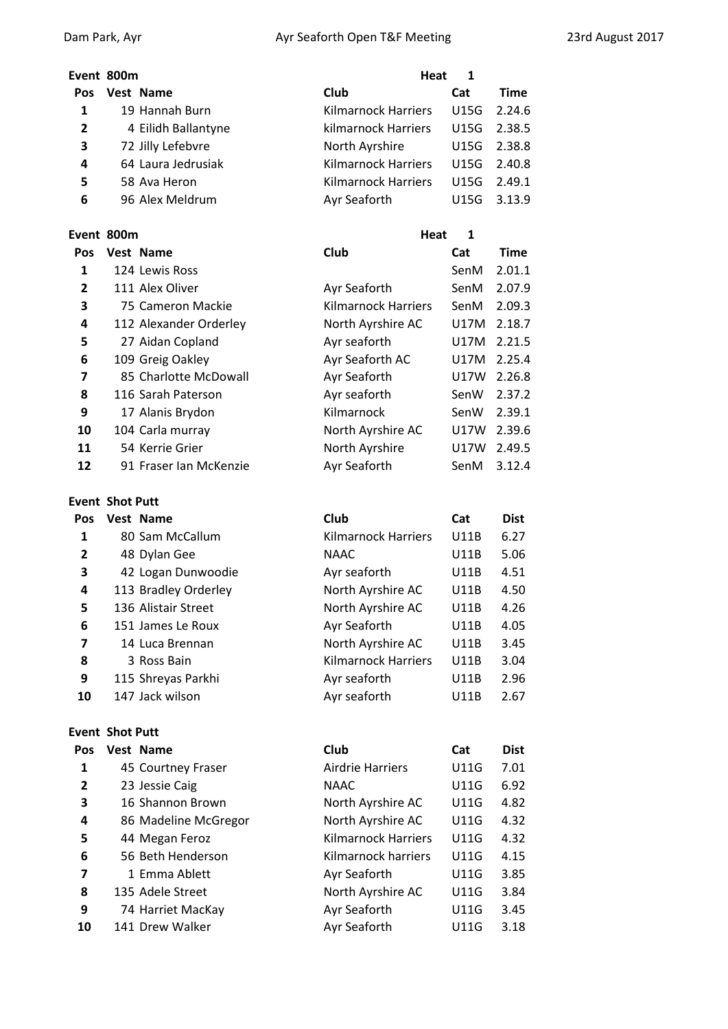**Event 800m** — **Heat 1**

| Pos | Vest | Name | Club | Cat | Time |
|---|---|---|---|---|---|
| 1 | 19 | Hannah Burn | Kilmarnock Harriers | U15G | 2.24.6 |
| 2 | 4 | Eilidh Ballantyne | kilmarnock Harriers | U15G | 2.38.5 |
| 3 | 72 | Jilly Lefebvre | North Ayrshire | U15G | 2.38.8 |
| 4 | 64 | Laura Jedrusiak | Kilmarnock Harriers | U15G | 2.40.8 |
| 5 | 58 | Ava Heron | Kilmarnock Harriers | U15G | 2.49.1 |
| 6 | 96 | Alex Meldrum | Ayr Seaforth | U15G | 3.13.9 |

**Event 800m** — **Heat 1**

| Pos | Vest | Name | Club | Cat | Time |
|---|---|---|---|---|---|
| 1 | 124 | Lewis Ross | | SenM | 2.01.1 |
| 2 | 111 | Alex Oliver | Ayr Seaforth | SenM | 2.07.9 |
| 3 | 75 | Cameron Mackie | Kilmarnock Harriers | SenM | 2.09.3 |
| 4 | 112 | Alexander Orderley | North Ayrshire AC | U17M | 2.18.7 |
| 5 | 27 | Aidan Copland | Ayr seaforth | U17M | 2.21.5 |
| 6 | 109 | Greig Oakley | Ayr Seaforth AC | U17M | 2.25.4 |
| 7 | 85 | Charlotte McDowall | Ayr Seaforth | U17W | 2.26.8 |
| 8 | 116 | Sarah Paterson | Ayr seaforth | SenW | 2.37.2 |
| 9 | 17 | Alanis Brydon | Kilmarnock | SenW | 2.39.1 |
| 10 | 104 | Carla murray | North Ayrshire AC | U17W | 2.39.6 |
| 11 | 54 | Kerrie Grier | North Ayrshire | U17W | 2.49.5 |
| 12 | 91 | Fraser Ian McKenzie | Ayr Seaforth | SenM | 3.12.4 |

**Event Shot Putt**

| Pos | Vest | Name | Club | Cat | Dist |
|---|---|---|---|---|---|
| 1 | 80 | Sam McCallum | Kilmarnock Harriers | U11B | 6.27 |
| 2 | 48 | Dylan Gee | NAAC | U11B | 5.06 |
| 3 | 42 | Logan Dunwoodie | Ayr seaforth | U11B | 4.51 |
| 4 | 113 | Bradley Orderley | North Ayrshire AC | U11B | 4.50 |
| 5 | 136 | Alistair Street | North Ayrshire AC | U11B | 4.26 |
| 6 | 151 | James Le Roux | Ayr Seaforth | U11B | 4.05 |
| 7 | 14 | Luca Brennan | North Ayrshire AC | U11B | 3.45 |
| 8 | 3 | Ross Bain | Kilmarnock Harriers | U11B | 3.04 |
| 9 | 115 | Shreyas Parkhi | Ayr seaforth | U11B | 2.96 |
| 10 | 147 | Jack wilson | Ayr seaforth | U11B | 2.67 |

**Event Shot Putt**

| Pos | Vest | Name | Club | Cat | Dist |
|---|---|---|---|---|---|
| 1 | 45 | Courtney Fraser | Airdrie Harriers | U11G | 7.01 |
| 2 | 23 | Jessie Caig | NAAC | U11G | 6.92 |
| 3 | 16 | Shannon Brown | North Ayrshire AC | U11G | 4.82 |
| 4 | 86 | Madeline McGregor | North Ayrshire AC | U11G | 4.32 |
| 5 | 44 | Megan Feroz | Kilmarnock Harriers | U11G | 4.32 |
| 6 | 56 | Beth Henderson | Kilmarnock harriers | U11G | 4.15 |
| 7 | 1 | Emma Ablett | Ayr Seaforth | U11G | 3.85 |
| 8 | 135 | Adele Street | North Ayrshire AC | U11G | 3.84 |
| 9 | 74 | Harriet MacKay | Ayr Seaforth | U11G | 3.45 |
| 10 | 141 | Drew Walker | Ayr Seaforth | U11G | 3.18 |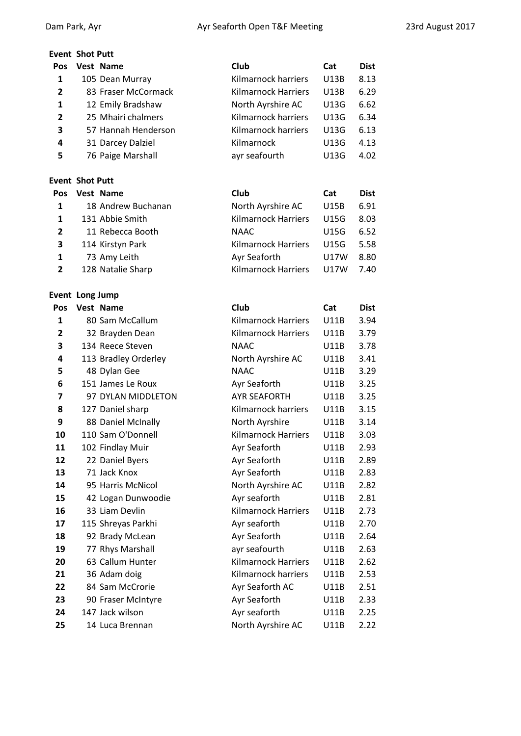**Event Shot Putt**

| Pos | Vest | Name | Club | Cat | Dist |
|---|---|---|---|---|---|
| 1 | 105 | Dean Murray | Kilmarnock harriers | U13B | 8.13 |
| 2 | 83 | Fraser McCormack | Kilmarnock Harriers | U13B | 6.29 |
| 1 | 12 | Emily Bradshaw | North Ayrshire AC | U13G | 6.62 |
| 2 | 25 | Mhairi chalmers | Kilmarnock harriers | U13G | 6.34 |
| 3 | 57 | Hannah Henderson | Kilmarnock harriers | U13G | 6.13 |
| 4 | 31 | Darcey Dalziel | Kilmarnock | U13G | 4.13 |
| 5 | 76 | Paige Marshall | ayr seafourth | U13G | 4.02 |

**Event Shot Putt**

| Pos | Vest | Name | Club | Cat | Dist |
|---|---|---|---|---|---|
| 1 | 18 | Andrew Buchanan | North Ayrshire AC | U15B | 6.91 |
| 1 | 131 | Abbie Smith | Kilmarnock Harriers | U15G | 8.03 |
| 2 | 11 | Rebecca Booth | NAAC | U15G | 6.52 |
| 3 | 114 | Kirstyn Park | Kilmarnock Harriers | U15G | 5.58 |
| 1 | 73 | Amy Leith | Ayr Seaforth | U17W | 8.80 |
| 2 | 128 | Natalie Sharp | Kilmarnock Harriers | U17W | 7.40 |

**Event Long Jump**

| Pos | Vest | Name | Club | Cat | Dist |
|---|---|---|---|---|---|
| 1 | 80 | Sam McCallum | Kilmarnock Harriers | U11B | 3.94 |
| 2 | 32 | Brayden Dean | Kilmarnock Harriers | U11B | 3.79 |
| 3 | 134 | Reece Steven | NAAC | U11B | 3.78 |
| 4 | 113 | Bradley Orderley | North Ayrshire AC | U11B | 3.41 |
| 5 | 48 | Dylan Gee | NAAC | U11B | 3.29 |
| 6 | 151 | James Le Roux | Ayr Seaforth | U11B | 3.25 |
| 7 | 97 | DYLAN MIDDLETON | AYR SEAFORTH | U11B | 3.25 |
| 8 | 127 | Daniel sharp | Kilmarnock harriers | U11B | 3.15 |
| 9 | 88 | Daniel McInally | North Ayrshire | U11B | 3.14 |
| 10 | 110 | Sam O'Donnell | Kilmarnock Harriers | U11B | 3.03 |
| 11 | 102 | Findlay Muir | Ayr Seaforth | U11B | 2.93 |
| 12 | 22 | Daniel Byers | Ayr Seaforth | U11B | 2.89 |
| 13 | 71 | Jack Knox | Ayr Seaforth | U11B | 2.83 |
| 14 | 95 | Harris McNicol | North Ayrshire AC | U11B | 2.82 |
| 15 | 42 | Logan Dunwoodie | Ayr seaforth | U11B | 2.81 |
| 16 | 33 | Liam Devlin | Kilmarnock Harriers | U11B | 2.73 |
| 17 | 115 | Shreyas Parkhi | Ayr seaforth | U11B | 2.70 |
| 18 | 92 | Brady McLean | Ayr Seaforth | U11B | 2.64 |
| 19 | 77 | Rhys Marshall | ayr seafourth | U11B | 2.63 |
| 20 | 63 | Callum Hunter | Kilmarnock Harriers | U11B | 2.62 |
| 21 | 36 | Adam doig | Kilmarnock harriers | U11B | 2.53 |
| 22 | 84 | Sam McCrorie | Ayr Seaforth AC | U11B | 2.51 |
| 23 | 90 | Fraser McIntyre | Ayr Seaforth | U11B | 2.33 |
| 24 | 147 | Jack wilson | Ayr seaforth | U11B | 2.25 |
| 25 | 14 | Luca Brennan | North Ayrshire AC | U11B | 2.22 |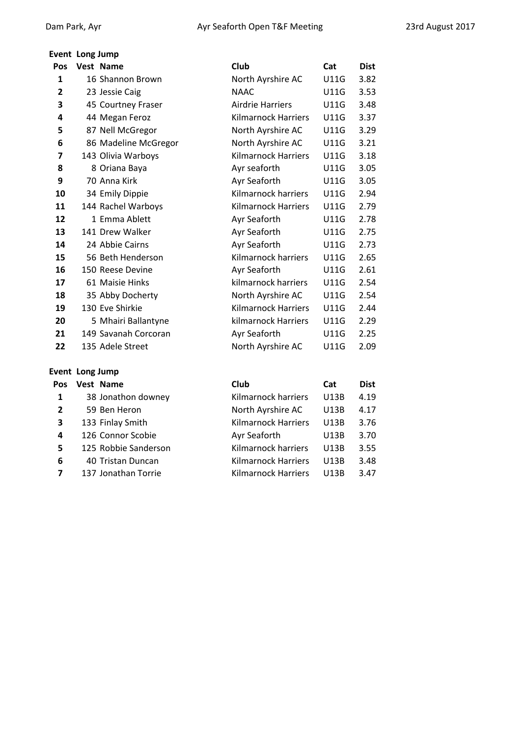**Event** **Long Jump**

| Pos | Vest | Name | Club | Cat | Dist |
|---|---|---|---|---|---|
| 1 | 16 | Shannon Brown | North Ayrshire AC | U11G | 3.82 |
| 2 | 23 | Jessie Caig | NAAC | U11G | 3.53 |
| 3 | 45 | Courtney Fraser | Airdrie Harriers | U11G | 3.48 |
| 4 | 44 | Megan Feroz | Kilmarnock Harriers | U11G | 3.37 |
| 5 | 87 | Nell McGregor | North Ayrshire AC | U11G | 3.29 |
| 6 | 86 | Madeline McGregor | North Ayrshire AC | U11G | 3.21 |
| 7 | 143 | Olivia Warboys | Kilmarnock Harriers | U11G | 3.18 |
| 8 | 8 | Oriana Baya | Ayr seaforth | U11G | 3.05 |
| 9 | 70 | Anna Kirk | Ayr Seaforth | U11G | 3.05 |
| 10 | 34 | Emily Dippie | Kilmarnock harriers | U11G | 2.94 |
| 11 | 144 | Rachel Warboys | Kilmarnock Harriers | U11G | 2.79 |
| 12 | 1 | Emma Ablett | Ayr Seaforth | U11G | 2.78 |
| 13 | 141 | Drew Walker | Ayr Seaforth | U11G | 2.75 |
| 14 | 24 | Abbie Cairns | Ayr Seaforth | U11G | 2.73 |
| 15 | 56 | Beth Henderson | Kilmarnock harriers | U11G | 2.65 |
| 16 | 150 | Reese Devine | Ayr Seaforth | U11G | 2.61 |
| 17 | 61 | Maisie Hinks | kilmarnock harriers | U11G | 2.54 |
| 18 | 35 | Abby Docherty | North Ayrshire AC | U11G | 2.54 |
| 19 | 130 | Eve Shirkie | Kilmarnock Harriers | U11G | 2.44 |
| 20 | 5 | Mhairi Ballantyne | kilmarnock Harriers | U11G | 2.29 |
| 21 | 149 | Savanah Corcoran | Ayr Seaforth | U11G | 2.25 |
| 22 | 135 | Adele Street | North Ayrshire AC | U11G | 2.09 |

**Event** **Long Jump**

| Pos | Vest | Name | Club | Cat | Dist |
|---|---|---|---|---|---|
| 1 | 38 | Jonathon downey | Kilmarnock harriers | U13B | 4.19 |
| 2 | 59 | Ben Heron | North Ayrshire AC | U13B | 4.17 |
| 3 | 133 | Finlay Smith | Kilmarnock Harriers | U13B | 3.76 |
| 4 | 126 | Connor Scobie | Ayr Seaforth | U13B | 3.70 |
| 5 | 125 | Robbie Sanderson | Kilmarnock harriers | U13B | 3.55 |
| 6 | 40 | Tristan Duncan | Kilmarnock Harriers | U13B | 3.48 |
| 7 | 137 | Jonathan Torrie | Kilmarnock Harriers | U13B | 3.47 |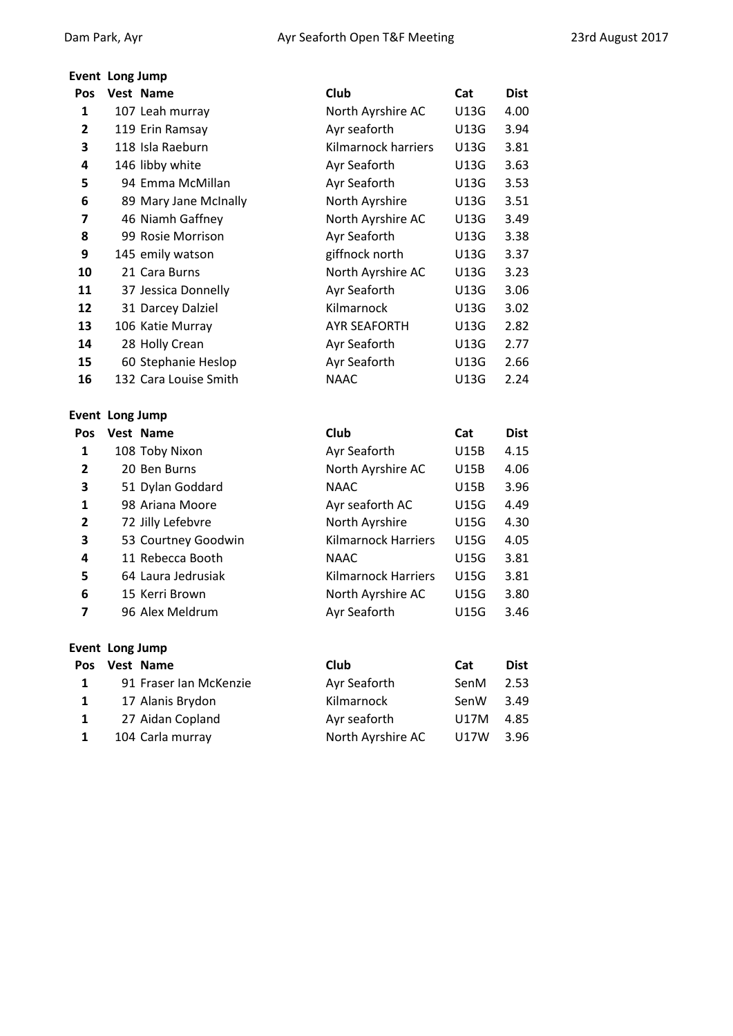**Event** **Long Jump**

| Pos | Vest | Name | Club | Cat | Dist |
|---|---|---|---|---|---|
| 1 | 107 | Leah murray | North Ayrshire AC | U13G | 4.00 |
| 2 | 119 | Erin Ramsay | Ayr seaforth | U13G | 3.94 |
| 3 | 118 | Isla Raeburn | Kilmarnock harriers | U13G | 3.81 |
| 4 | 146 | libby white | Ayr Seaforth | U13G | 3.63 |
| 5 | 94 | Emma McMillan | Ayr Seaforth | U13G | 3.53 |
| 6 | 89 | Mary Jane McInally | North Ayrshire | U13G | 3.51 |
| 7 | 46 | Niamh Gaffney | North Ayrshire AC | U13G | 3.49 |
| 8 | 99 | Rosie Morrison | Ayr Seaforth | U13G | 3.38 |
| 9 | 145 | emily watson | giffnock north | U13G | 3.37 |
| 10 | 21 | Cara Burns | North Ayrshire AC | U13G | 3.23 |
| 11 | 37 | Jessica Donnelly | Ayr Seaforth | U13G | 3.06 |
| 12 | 31 | Darcey Dalziel | Kilmarnock | U13G | 3.02 |
| 13 | 106 | Katie Murray | AYR SEAFORTH | U13G | 2.82 |
| 14 | 28 | Holly Crean | Ayr Seaforth | U13G | 2.77 |
| 15 | 60 | Stephanie Heslop | Ayr Seaforth | U13G | 2.66 |
| 16 | 132 | Cara Louise Smith | NAAC | U13G | 2.24 |

**Event** **Long Jump**

| Pos | Vest | Name | Club | Cat | Dist |
|---|---|---|---|---|---|
| 1 | 108 | Toby Nixon | Ayr Seaforth | U15B | 4.15 |
| 2 | 20 | Ben Burns | North Ayrshire AC | U15B | 4.06 |
| 3 | 51 | Dylan Goddard | NAAC | U15B | 3.96 |
| 1 | 98 | Ariana Moore | Ayr seaforth AC | U15G | 4.49 |
| 2 | 72 | Jilly Lefebvre | North Ayrshire | U15G | 4.30 |
| 3 | 53 | Courtney Goodwin | Kilmarnock Harriers | U15G | 4.05 |
| 4 | 11 | Rebecca Booth | NAAC | U15G | 3.81 |
| 5 | 64 | Laura Jedrusiak | Kilmarnock Harriers | U15G | 3.81 |
| 6 | 15 | Kerri Brown | North Ayrshire AC | U15G | 3.80 |
| 7 | 96 | Alex Meldrum | Ayr Seaforth | U15G | 3.46 |

**Event** **Long Jump**

| Pos | Vest | Name | Club | Cat | Dist |
|---|---|---|---|---|---|
| 1 | 91 | Fraser Ian McKenzie | Ayr Seaforth | SenM | 2.53 |
| 1 | 17 | Alanis Brydon | Kilmarnock | SenW | 3.49 |
| 1 | 27 | Aidan Copland | Ayr seaforth | U17M | 4.85 |
| 1 | 104 | Carla murray | North Ayrshire AC | U17W | 3.96 |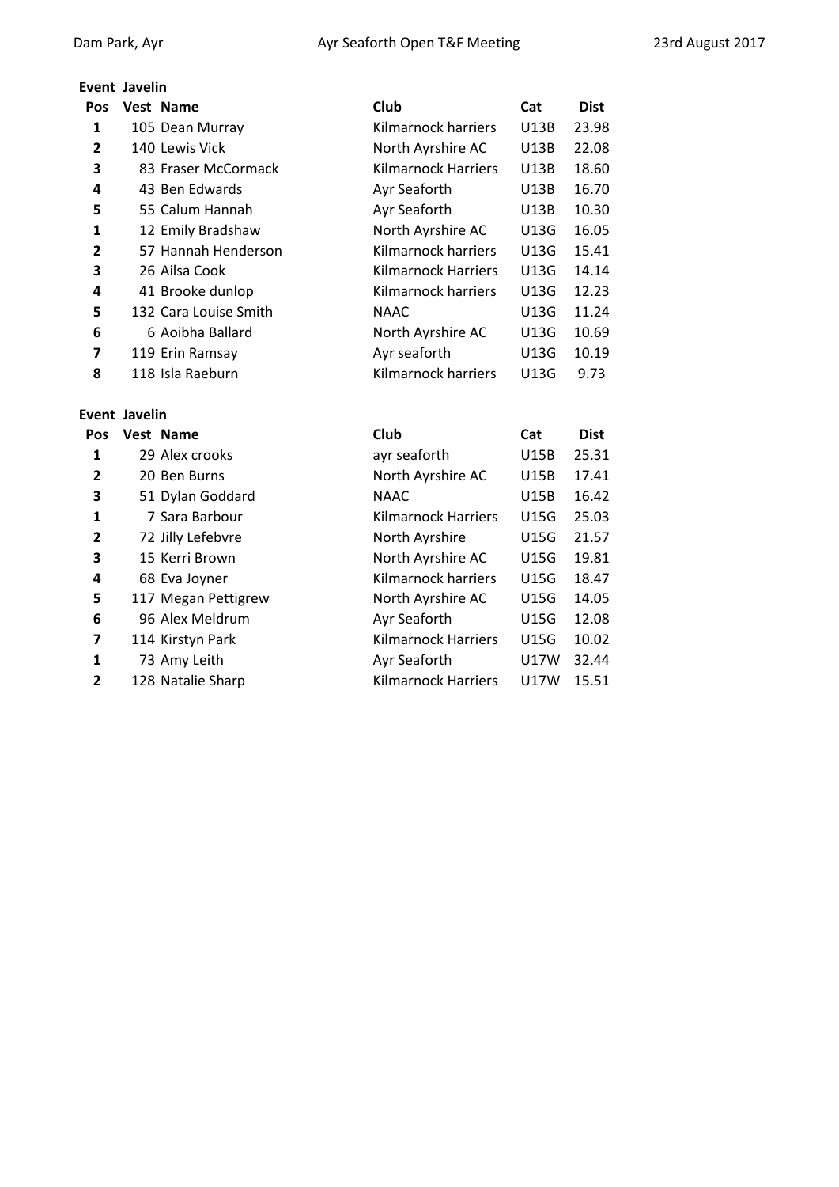**Event Javelin**

| Pos | Vest | Name | Club | Cat | Dist |
|---|---|---|---|---|---|
| 1 | 105 | Dean Murray | Kilmarnock harriers | U13B | 23.98 |
| 2 | 140 | Lewis Vick | North Ayrshire AC | U13B | 22.08 |
| 3 | 83 | Fraser McCormack | Kilmarnock Harriers | U13B | 18.60 |
| 4 | 43 | Ben Edwards | Ayr Seaforth | U13B | 16.70 |
| 5 | 55 | Calum Hannah | Ayr Seaforth | U13B | 10.30 |
| 1 | 12 | Emily Bradshaw | North Ayrshire AC | U13G | 16.05 |
| 2 | 57 | Hannah Henderson | Kilmarnock harriers | U13G | 15.41 |
| 3 | 26 | Ailsa Cook | Kilmarnock Harriers | U13G | 14.14 |
| 4 | 41 | Brooke dunlop | Kilmarnock harriers | U13G | 12.23 |
| 5 | 132 | Cara Louise Smith | NAAC | U13G | 11.24 |
| 6 | 6 | Aoibha Ballard | North Ayrshire AC | U13G | 10.69 |
| 7 | 119 | Erin Ramsay | Ayr seaforth | U13G | 10.19 |
| 8 | 118 | Isla Raeburn | Kilmarnock harriers | U13G | 9.73 |

**Event Javelin**

| Pos | Vest | Name | Club | Cat | Dist |
|---|---|---|---|---|---|
| 1 | 29 | Alex crooks | ayr seaforth | U15B | 25.31 |
| 2 | 20 | Ben Burns | North Ayrshire AC | U15B | 17.41 |
| 3 | 51 | Dylan Goddard | NAAC | U15B | 16.42 |
| 1 | 7 | Sara Barbour | Kilmarnock Harriers | U15G | 25.03 |
| 2 | 72 | Jilly Lefebvre | North Ayrshire | U15G | 21.57 |
| 3 | 15 | Kerri Brown | North Ayrshire AC | U15G | 19.81 |
| 4 | 68 | Eva Joyner | Kilmarnock harriers | U15G | 18.47 |
| 5 | 117 | Megan Pettigrew | North Ayrshire AC | U15G | 14.05 |
| 6 | 96 | Alex Meldrum | Ayr Seaforth | U15G | 12.08 |
| 7 | 114 | Kirstyn Park | Kilmarnock Harriers | U15G | 10.02 |
| 1 | 73 | Amy Leith | Ayr Seaforth | U17W | 32.44 |
| 2 | 128 | Natalie Sharp | Kilmarnock Harriers | U17W | 15.51 |